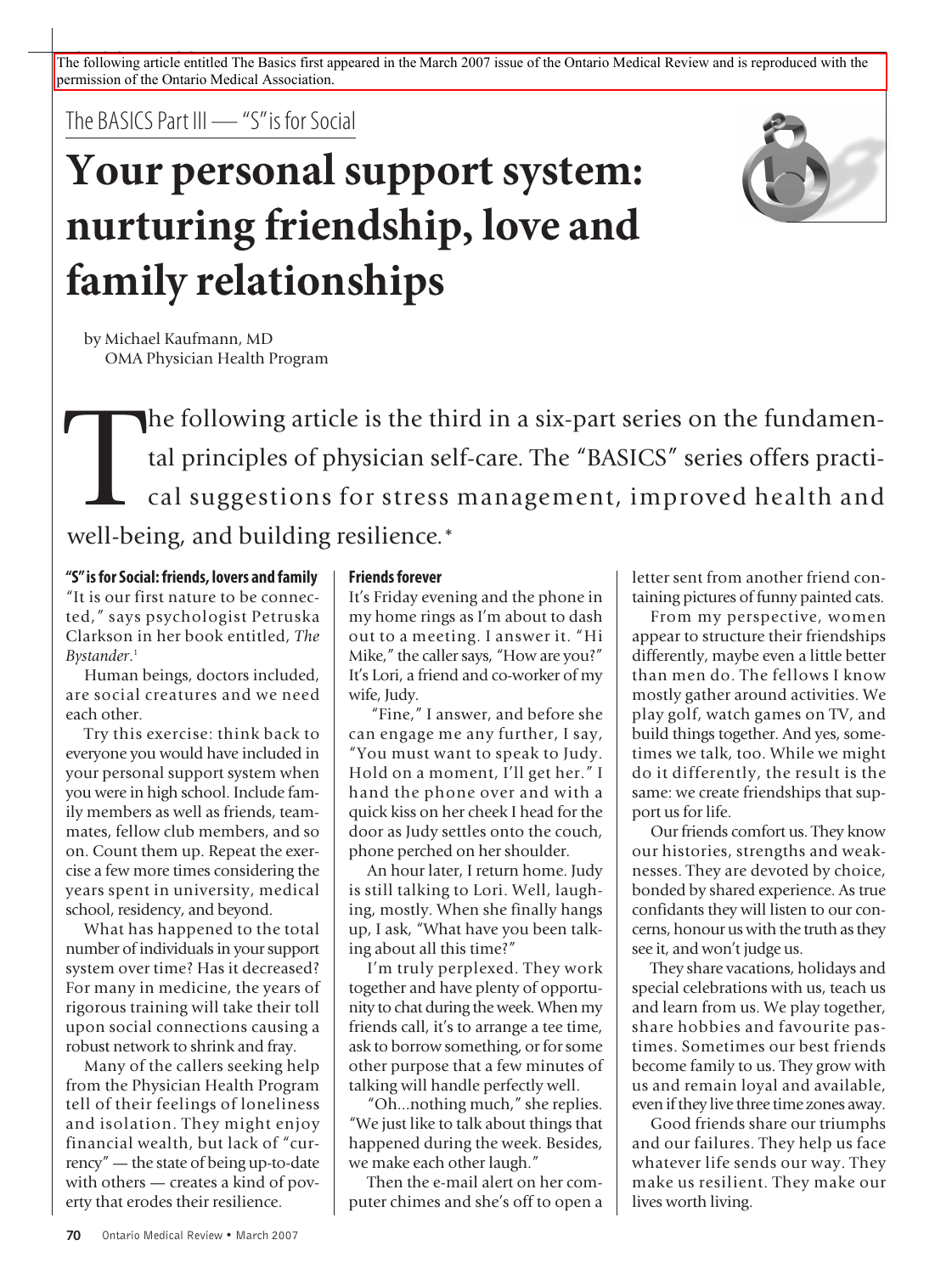The following article entitled The Basics first appeared in the March 2007 issue of the Ontario Medical Review and is reproduced with the permission of the Ontario Medical Association.

The BASICS Part III — "S" is for Social

# Your personal support system: nurturing friendship, love and family relationships

by Michael Kaufmann, MD
OMA Physician Health Program

The following article is the third in a six-part series on the fundamental principles of physician self-care. The "BASICS" series offers practical suggestions for stress management, improved health and well-being, and building resilience.*

### "S" is for Social: friends, lovers and family

"It is our first nature to be connected," says psychologist Petruska Clarkson in her book entitled, *The Bystander*.[1]

Human beings, doctors included, are social creatures and we need each other.

Try this exercise: think back to everyone you would have included in your personal support system when you were in high school. Include family members as well as friends, teammates, fellow club members, and so on. Count them up. Repeat the exercise a few more times considering the years spent in university, medical school, residency, and beyond.

What has happened to the total number of individuals in your support system over time? Has it decreased? For many in medicine, the years of rigorous training will take their toll upon social connections causing a robust network to shrink and fray.

Many of the callers seeking help from the Physician Health Program tell of their feelings of loneliness and isolation. They might enjoy financial wealth, but lack of "currency" — the state of being up-to-date with others — creates a kind of poverty that erodes their resilience.

### Friends forever

It's Friday evening and the phone in my home rings as I'm about to dash out to a meeting. I answer it. "Hi Mike," the caller says, "How are you?" It's Lori, a friend and co-worker of my wife, Judy.

"Fine," I answer, and before she can engage me any further, I say, "You must want to speak to Judy. Hold on a moment, I'll get her." I hand the phone over and with a quick kiss on her cheek I head for the door as Judy settles onto the couch, phone perched on her shoulder.

An hour later, I return home. Judy is still talking to Lori. Well, laughing, mostly. When she finally hangs up, I ask, "What have you been talking about all this time?"

I'm truly perplexed. They work together and have plenty of opportunity to chat during the week. When my friends call, it's to arrange a tee time, ask to borrow something, or for some other purpose that a few minutes of talking will handle perfectly well.

"Oh...nothing much," she replies. "We just like to talk about things that happened during the week. Besides, we make each other laugh."

Then the e-mail alert on her computer chimes and she's off to open a letter sent from another friend containing pictures of funny painted cats.

From my perspective, women appear to structure their friendships differently, maybe even a little better than men do. The fellows I know mostly gather around activities. We play golf, watch games on TV, and build things together. And yes, sometimes we talk, too. While we might do it differently, the result is the same: we create friendships that support us for life.

Our friends comfort us. They know our histories, strengths and weaknesses. They are devoted by choice, bonded by shared experience. As true confidants they will listen to our concerns, honour us with the truth as they see it, and won't judge us.

They share vacations, holidays and special celebrations with us, teach us and learn from us. We play together, share hobbies and favourite pastimes. Sometimes our best friends become family to us. They grow with us and remain loyal and available, even if they live three time zones away.

Good friends share our triumphs and our failures. They help us face whatever life sends our way. They make us resilient. They make our lives worth living.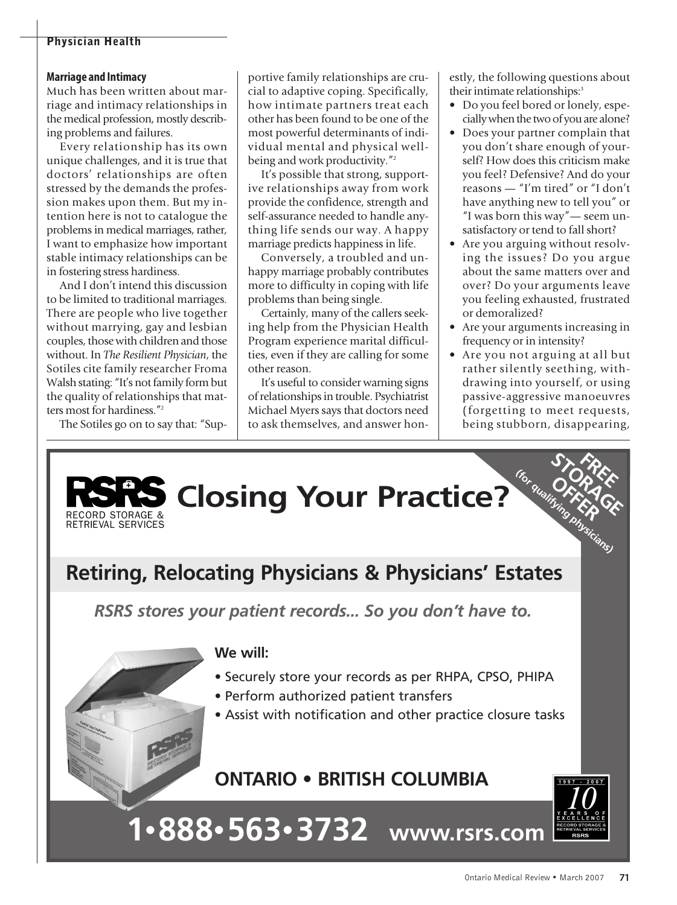## Marriage and Intimacy

Much has been written about marriage and intimacy relationships in the medical profession, mostly describing problems and failures.

Every relationship has its own unique challenges, and it is true that doctors' relationships are often stressed by the demands the profession makes upon them. But my intention here is not to catalogue the problems in medical marriages, rather, I want to emphasize how important stable intimacy relationships can be in fostering stress hardiness.

And I don't intend this discussion to be limited to traditional marriages. There are people who live together without marrying, gay and lesbian couples, those with children and those without. In *The Resilient Physician*, the Sotiles cite family researcher Froma Walsh stating: "It's not family form but the quality of relationships that matters most for hardiness."[2]

The Sotiles go on to say that: "Supportive family relationships are crucial to adaptive coping. Specifically, how intimate partners treat each other has been found to be one of the most powerful determinants of individual mental and physical well-being and work productivity."[2]

It's possible that strong, supportive relationships away from work provide the confidence, strength and self-assurance needed to handle anything life sends our way. A happy marriage predicts happiness in life.

Conversely, a troubled and unhappy marriage probably contributes more to difficulty in coping with life problems than being single.

Certainly, many of the callers seeking help from the Physician Health Program experience marital difficulties, even if they are calling for some other reason.

It's useful to consider warning signs of relationships in trouble. Psychiatrist Michael Myers says that doctors need to ask themselves, and answer honestly, the following questions about their intimate relationships:[3]

- Do you feel bored or lonely, especially when the two of you are alone?
- Does your partner complain that you don't share enough of yourself? How does this criticism make you feel? Defensive? And do your reasons — "I'm tired" or "I don't have anything new to tell you" or "I was born this way"— seem unsatisfactory or tend to fall short?
- Are you arguing without resolving the issues? Do you argue about the same matters over and over? Do your arguments leave you feeling exhausted, frustrated or demoralized?
- Are your arguments increasing in frequency or in intensity?
- Are you not arguing at all but rather silently seething, withdrawing into yourself, or using passive-aggressive manoeuvres (forgetting to meet requests, being stubborn, disappearing,

---

**RSRS** RECORD STORAGE & RETRIEVAL SERVICES

# Closing Your Practice?

**FREE STORAGE OFFER** (for qualifying physicians)

## Retiring, Relocating Physicians & Physicians' Estates

***RSRS stores your patient records... So you don't have to.***

**We will:**

- Securely store your records as per RHPA, CPSO, PHIPA
- Perform authorized patient transfers
- Assist with notification and other practice closure tasks

**ONTARIO • BRITISH COLUMBIA**

**1•888•563•3732 www.rsrs.com**

1997 - 2007 10 YEARS OF EXCELLENCE RECORD STORAGE & RETRIEVAL SERVICES RSRS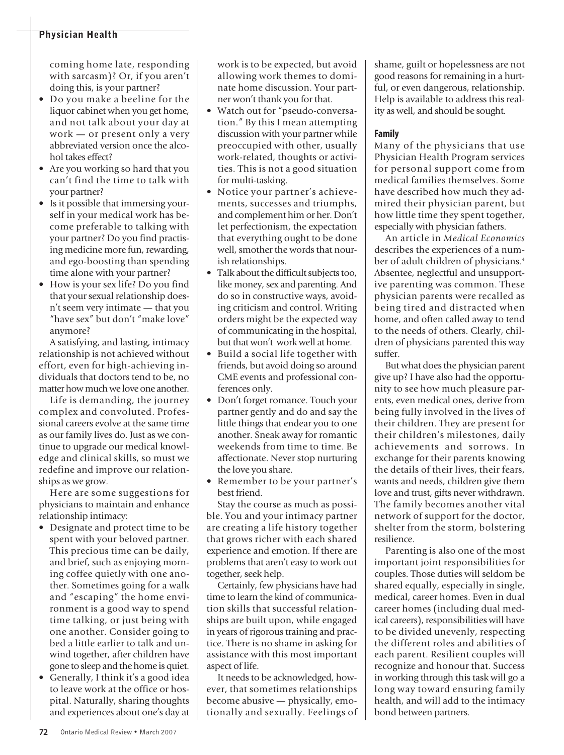coming home late, responding with sarcasm)? Or, if you aren't doing this, is your partner?

- Do you make a beeline for the liquor cabinet when you get home, and not talk about your day at work — or present only a very abbreviated version once the alcohol takes effect?
- Are you working so hard that you can't find the time to talk with your partner?
- Is it possible that immersing yourself in your medical work has become preferable to talking with your partner? Do you find practising medicine more fun, rewarding, and ego-boosting than spending time alone with your partner?
- How is your sex life? Do you find that your sexual relationship doesn't seem very intimate — that you "have sex" but don't "make love" anymore?

A satisfying, and lasting, intimacy relationship is not achieved without effort, even for high-achieving individuals that doctors tend to be, no matter how much we love one another.

Life is demanding, the journey complex and convoluted. Professional careers evolve at the same time as our family lives do. Just as we continue to upgrade our medical knowledge and clinical skills, so must we redefine and improve our relationships as we grow.

Here are some suggestions for physicians to maintain and enhance relationship intimacy:

- Designate and protect time to be spent with your beloved partner. This precious time can be daily, and brief, such as enjoying morning coffee quietly with one another. Sometimes going for a walk and "escaping" the home environment is a good way to spend time talking, or just being with one another. Consider going to bed a little earlier to talk and unwind together, after children have gone to sleep and the home is quiet.
- Generally, I think it's a good idea to leave work at the office or hospital. Naturally, sharing thoughts and experiences about one's day at work is to be expected, but avoid allowing work themes to dominate home discussion. Your partner won't thank you for that.
- Watch out for "pseudo-conversation." By this I mean attempting discussion with your partner while preoccupied with other, usually work-related, thoughts or activities. This is not a good situation for multi-tasking.
- Notice your partner's achievements, successes and triumphs, and complement him or her. Don't let perfectionism, the expectation that everything ought to be done well, smother the words that nourish relationships.
- Talk about the difficult subjects too, like money, sex and parenting. And do so in constructive ways, avoiding criticism and control. Writing orders might be the expected way of communicating in the hospital, but that won't work well at home.
- Build a social life together with friends, but avoid doing so around CME events and professional conferences only.
- Don't forget romance. Touch your partner gently and do and say the little things that endear you to one another. Sneak away for romantic weekends from time to time. Be affectionate. Never stop nurturing the love you share.
- Remember to be your partner's best friend.

Stay the course as much as possible. You and your intimacy partner are creating a life history together that grows richer with each shared experience and emotion. If there are problems that aren't easy to work out together, seek help.

Certainly, few physicians have had time to learn the kind of communication skills that successful relationships are built upon, while engaged in years of rigorous training and practice. There is no shame in asking for assistance with this most important aspect of life.

It needs to be acknowledged, however, that sometimes relationships become abusive — physically, emotionally and sexually. Feelings of shame, guilt or hopelessness are not good reasons for remaining in a hurtful, or even dangerous, relationship. Help is available to address this reality as well, and should be sought.

### Family

Many of the physicians that use Physician Health Program services for personal support come from medical families themselves. Some have described how much they admired their physician parent, but how little time they spent together, especially with physician fathers.

An article in *Medical Economics* describes the experiences of a number of adult children of physicians.[4] Absentee, neglectful and unsupportive parenting was common. These physician parents were recalled as being tired and distracted when home, and often called away to tend to the needs of others. Clearly, children of physicians parented this way suffer.

But what does the physician parent give up? I have also had the opportunity to see how much pleasure parents, even medical ones, derive from being fully involved in the lives of their children. They are present for their children's milestones, daily achievements and sorrows. In exchange for their parents knowing the details of their lives, their fears, wants and needs, children give them love and trust, gifts never withdrawn. The family becomes another vital network of support for the doctor, shelter from the storm, bolstering resilience.

Parenting is also one of the most important joint responsibilities for couples. Those duties will seldom be shared equally, especially in single, medical, career homes. Even in dual career homes (including dual medical careers), responsibilities will have to be divided unevenly, respecting the different roles and abilities of each parent. Resilient couples will recognize and honour that. Success in working through this task will go a long way toward ensuring family health, and will add to the intimacy bond between partners.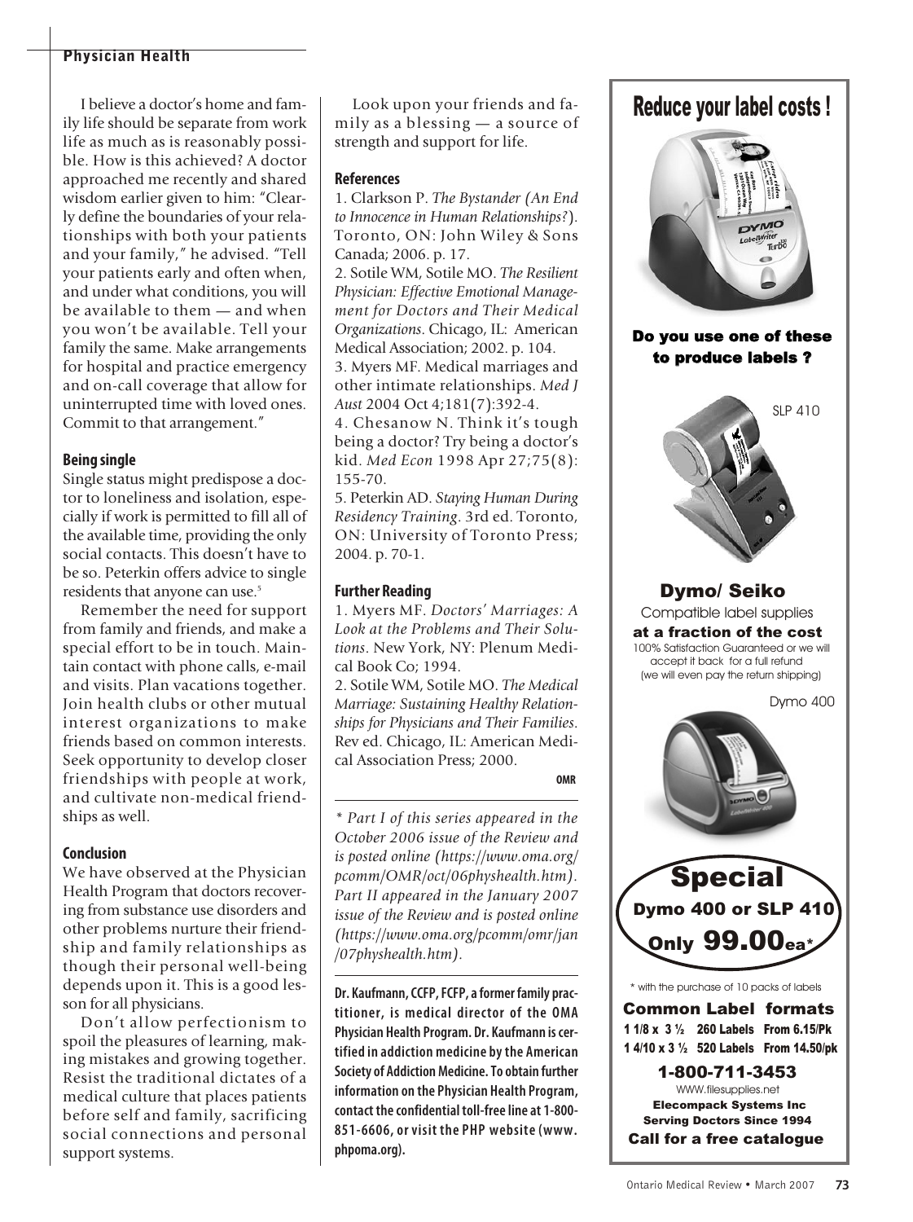I believe a doctor's home and family life should be separate from work life as much as is reasonably possible. How is this achieved? A doctor approached me recently and shared wisdom earlier given to him: "Clearly define the boundaries of your relationships with both your patients and your family," he advised. "Tell your patients early and often when, and under what conditions, you will be available to them — and when you won't be available. Tell your family the same. Make arrangements for hospital and practice emergency and on-call coverage that allow for uninterrupted time with loved ones. Commit to that arrangement."

### Being single

Single status might predispose a doctor to loneliness and isolation, especially if work is permitted to fill all of the available time, providing the only social contacts. This doesn't have to be so. Peterkin offers advice to single residents that anyone can use.[5]

Remember the need for support from family and friends, and make a special effort to be in touch. Maintain contact with phone calls, e-mail and visits. Plan vacations together. Join health clubs or other mutual interest organizations to make friends based on common interests. Seek opportunity to develop closer friendships with people at work, and cultivate non-medical friendships as well.

### Conclusion

We have observed at the Physician Health Program that doctors recovering from substance use disorders and other problems nurture their friendship and family relationships as though their personal well-being depends upon it. This is a good lesson for all physicians.

Don't allow perfectionism to spoil the pleasures of learning, making mistakes and growing together. Resist the traditional dictates of a medical culture that places patients before self and family, sacrificing social connections and personal support systems.

Look upon your friends and family as a blessing — a source of strength and support for life.

### References

1. Clarkson P. *The Bystander (An End to Innocence in Human Relationships?)*. Toronto, ON: John Wiley & Sons Canada; 2006. p. 17.
2. Sotile WM, Sotile MO. *The Resilient Physician: Effective Emotional Management for Doctors and Their Medical Organizations*. Chicago, IL: American Medical Association; 2002. p. 104.
3. Myers MF. Medical marriages and other intimate relationships. *Med J Aust* 2004 Oct 4;181(7):392-4.
4. Chesanow N. Think it's tough being a doctor? Try being a doctor's kid. *Med Econ* 1998 Apr 27;75(8):155-70.
5. Peterkin AD. *Staying Human During Residency Training*. 3rd ed. Toronto, ON: University of Toronto Press; 2004. p. 70-1.

### Further Reading

1. Myers MF. *Doctors' Marriages: A Look at the Problems and Their Solutions*. New York, NY: Plenum Medical Book Co; 1994.
2. Sotile WM, Sotile MO. *The Medical Marriage: Sustaining Healthy Relationships for Physicians and Their Families*. Rev ed. Chicago, IL: American Medical Association Press; 2000.

OMR

*\* Part I of this series appeared in the October 2006 issue of the Review and is posted online (https://www.oma.org/pcomm/OMR/oct/06physhealth.htm). Part II appeared in the January 2007 issue of the Review and is posted online (https://www.oma.org/pcomm/omr/jan/07physhealth.htm).*

**Dr. Kaufmann, CCFP, FCFP, a former family practitioner, is medical director of the OMA Physician Health Program. Dr. Kaufmann is certified in addiction medicine by the American Society of Addiction Medicine. To obtain further information on the Physician Health Program, contact the confidential toll-free line at 1-800-851-6606, or visit the PHP website (www.phpoma.org).**

## Reduce your label costs !

**Do you use one of these to produce labels ?**

SLP 410

**Dymo/ Seiko**

Compatible label supplies

**at a fraction of the cost**

100% Satisfaction Guaranteed or we will accept it back for a full refund (we will even pay the return shipping)

Dymo 400

**Special**

**Dymo 400 or SLP 410**

**Only 99.00ea\***

\* with the purchase of 10 packs of labels

**Common Label formats**

**1 1/8 x 3 ½ 260 Labels From 6.15/Pk**

**1 4/10 x 3 ½ 520 Labels From 14.50/pk**

**1-800-711-3453**

WWW.filesupplies.net

**Elecompack Systems Inc**

**Serving Doctors Since 1994**

**Call for a free catalogue**